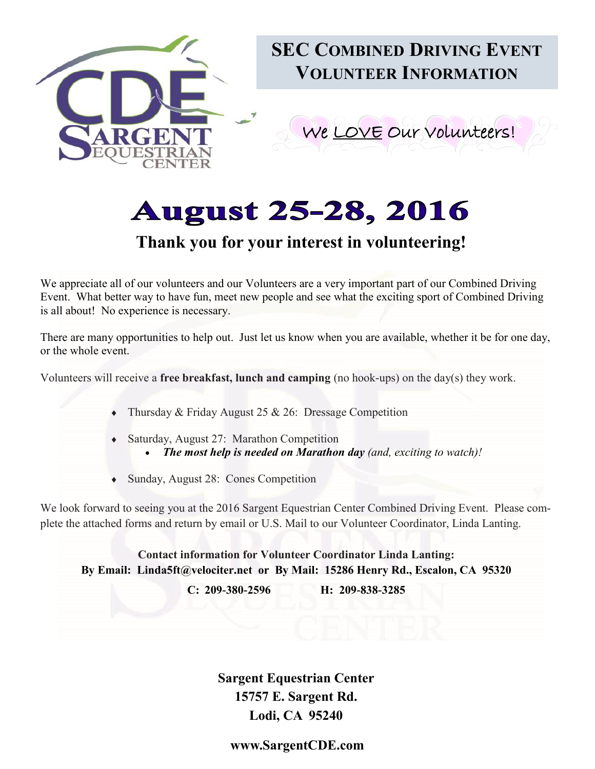# SEC Combined Driving Event Volunteer Information

We LOVE Our Volunteers!

# August 25-28, 2016

## Thank you for your interest in volunteering!

We appreciate all of our volunteers and our Volunteers are a very important part of our Combined Driving Event. What better way to have fun, meet new people and see what the exciting sport of Combined Driving is all about! No experience is necessary.

There are many opportunities to help out. Just let us know when you are available, whether it be for one day, or the whole event.

Volunteers will receive a **free breakfast, lunch and camping** (no hook-ups) on the day(s) they work.

- Thursday & Friday August 25 & 26: Dressage Competition
- Saturday, August 27: Marathon Competition
  - ***The most help is needed on Marathon day*** *(and, exciting to watch)!*
- Sunday, August 28: Cones Competition

We look forward to seeing you at the 2016 Sargent Equestrian Center Combined Driving Event. Please complete the attached forms and return by email or U.S. Mail to our Volunteer Coordinator, Linda Lanting.

**Contact information for Volunteer Coordinator Linda Lanting:**
**By Email: Linda5ft@velociter.net or By Mail: 15286 Henry Rd., Escalon, CA 95320**
**C: 209-380-2596 H: 209-838-3285**

**Sargent Equestrian Center**
**15757 E. Sargent Rd.**
**Lodi, CA 95240**

**www.SargentCDE.com**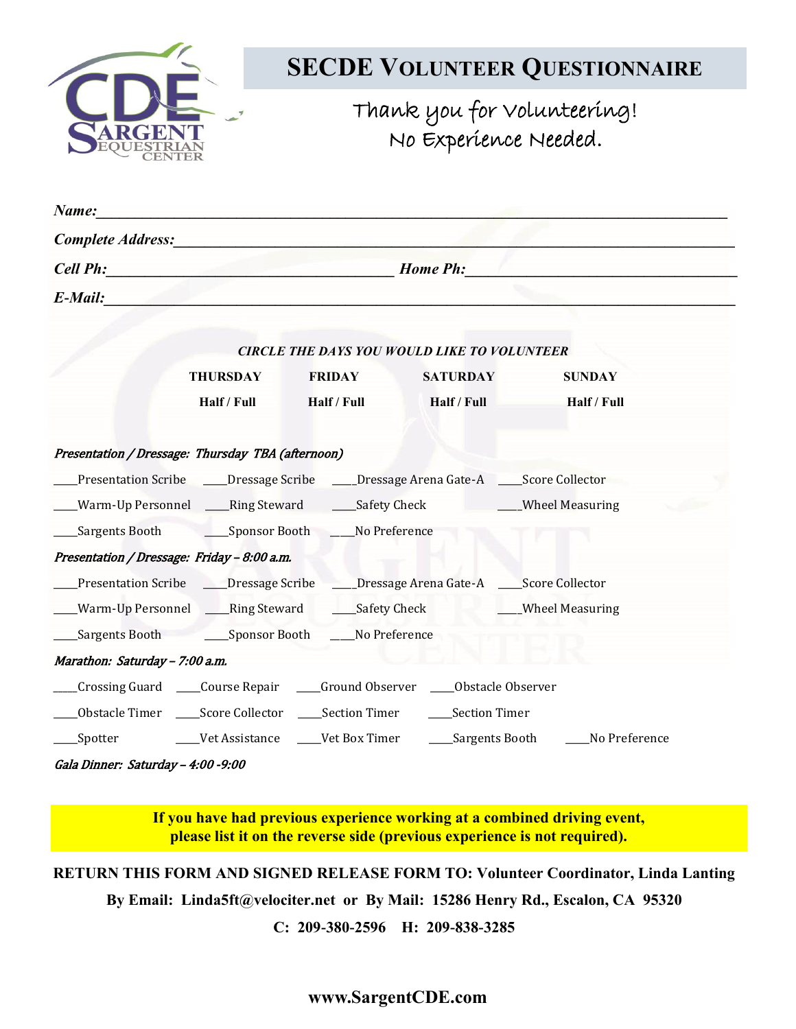# SECDE Volunteer Questionnaire

Thank you for volunteering!
No Experience Needed.

***Name:***_______________________________________________

***Complete Address:***_______________________________________________

***Cell Ph:***_______________________ ***Home Ph:***_______________________

***E-Mail:***_______________________________________________

***CIRCLE THE DAYS YOU WOULD LIKE TO VOLUNTEER***

| THURSDAY | FRIDAY | SATURDAY | SUNDAY |
|---|---|---|---|
| Half / Full | Half / Full | Half / Full | Half / Full |

*Presentation / Dressage: Thursday TBA (afternoon)*

____Presentation Scribe ____Dressage Scribe ____Dressage Arena Gate-A ____Score Collector

____Warm-Up Personnel ____Ring Steward ____Safety Check ____Wheel Measuring

____Sargents Booth ____Sponsor Booth ____No Preference

*Presentation / Dressage: Friday – 8:00 a.m.*

____Presentation Scribe ____Dressage Scribe ____Dressage Arena Gate-A ____Score Collector

____Warm-Up Personnel ____Ring Steward ____Safety Check ____Wheel Measuring

____Sargents Booth ____Sponsor Booth ____No Preference

*Marathon: Saturday – 7:00 a.m.*

____Crossing Guard ____Course Repair ____Ground Observer ____Obstacle Observer

____Obstacle Timer ____Score Collector ____Section Timer ____Section Timer

____Spotter ____Vet Assistance ____Vet Box Timer ____Sargents Booth ____No Preference

*Gala Dinner: Saturday – 4:00 -9:00*

**If you have had previous experience working at a combined driving event, please list it on the reverse side (previous experience is not required).**

**RETURN THIS FORM AND SIGNED RELEASE FORM TO: Volunteer Coordinator, Linda Lanting**

**By Email: Linda5ft@velociter.net or By Mail: 15286 Henry Rd., Escalon, CA 95320**

**C: 209-380-2596 H: 209-838-3285**

**www.SargentCDE.com**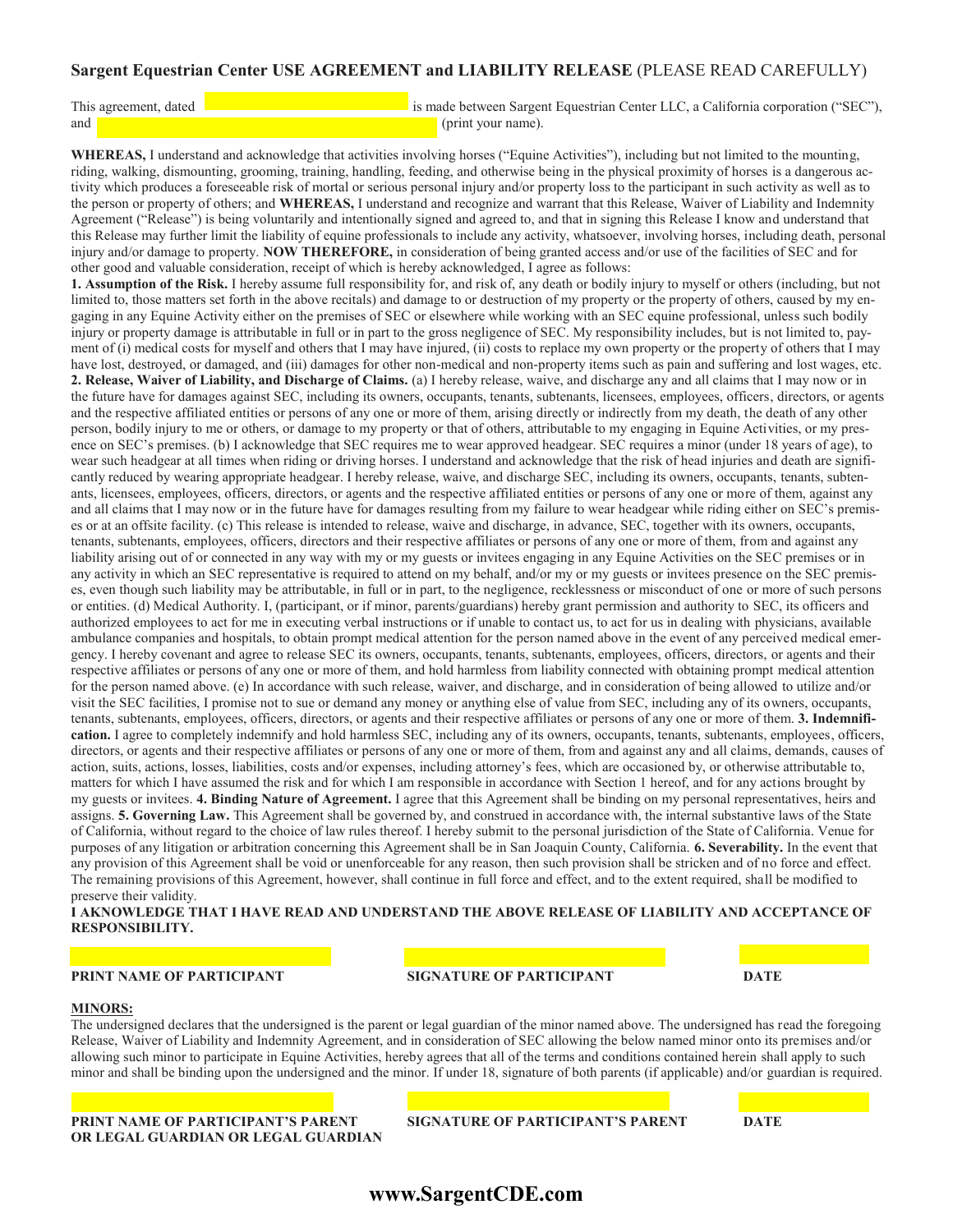# Sargent Equestrian Center USE AGREEMENT and LIABILITY RELEASE (PLEASE READ CAREFULLY)

This agreement, dated ______________________ is made between Sargent Equestrian Center LLC, a California corporation ("SEC"), and ______________________________________ (print your name).

**WHEREAS,** I understand and acknowledge that activities involving horses ("Equine Activities"), including but not limited to the mounting, riding, walking, dismounting, grooming, training, handling, feeding, and otherwise being in the physical proximity of horses is a dangerous activity which produces a foreseeable risk of mortal or serious personal injury and/or property loss to the participant in such activity as well as to the person or property of others; and **WHEREAS,** I understand and recognize and warrant that this Release, Waiver of Liability and Indemnity Agreement ("Release") is being voluntarily and intentionally signed and agreed to, and that in signing this Release I know and understand that this Release may further limit the liability of equine professionals to include any activity, whatsoever, involving horses, including death, personal injury and/or damage to property. **NOW THEREFORE,** in consideration of being granted access and/or use of the facilities of SEC and for other good and valuable consideration, receipt of which is hereby acknowledged, I agree as follows:

**1. Assumption of the Risk.** I hereby assume full responsibility for, and risk of, any death or bodily injury to myself or others (including, but not limited to, those matters set forth in the above recitals) and damage to or destruction of my property or the property of others, caused by my engaging in any Equine Activity either on the premises of SEC or elsewhere while working with an SEC equine professional, unless such bodily injury or property damage is attributable in full or in part to the gross negligence of SEC. My responsibility includes, but is not limited to, payment of (i) medical costs for myself and others that I may have injured, (ii) costs to replace my own property or the property of others that I may have lost, destroyed, or damaged, and (iii) damages for other non-medical and non-property items such as pain and suffering and lost wages, etc. **2. Release, Waiver of Liability, and Discharge of Claims.** (a) I hereby release, waive, and discharge any and all claims that I may now or in the future have for damages against SEC, including its owners, occupants, tenants, subtenants, licensees, employees, officers, directors, or agents and the respective affiliated entities or persons of any one or more of them, arising directly or indirectly from my death, the death of any other person, bodily injury to me or others, or damage to my property or that of others, attributable to my engaging in Equine Activities, or my presence on SEC's premises. (b) I acknowledge that SEC requires me to wear approved headgear. SEC requires a minor (under 18 years of age), to wear such headgear at all times when riding or driving horses. I understand and acknowledge that the risk of head injuries and death are significantly reduced by wearing appropriate headgear. I hereby release, waive, and discharge SEC, including its owners, occupants, tenants, subtenants, licensees, employees, officers, directors, or agents and the respective affiliated entities or persons of any one or more of them, against any and all claims that I may now or in the future have for damages resulting from my failure to wear headgear while riding either on SEC's premises or at an offsite facility. (c) This release is intended to release, waive and discharge, in advance, SEC, together with its owners, occupants, tenants, subtenants, employees, officers, directors and their respective affiliates or persons of any one or more of them, from and against any liability arising out of or connected in any way with my or my guests or invitees engaging in any Equine Activities on the SEC premises or in any activity in which an SEC representative is required to attend on my behalf, and/or my or my guests or invitees presence on the SEC premises, even though such liability may be attributable, in full or in part, to the negligence, recklessness or misconduct of one or more of such persons or entities. (d) Medical Authority. I, (participant, or if minor, parents/guardians) hereby grant permission and authority to SEC, its officers and authorized employees to act for me in executing verbal instructions or if unable to contact us, to act for us in dealing with physicians, available ambulance companies and hospitals, to obtain prompt medical attention for the person named above in the event of any perceived medical emergency. I hereby covenant and agree to release SEC its owners, occupants, tenants, subtenants, employees, officers, directors, or agents and their respective affiliates or persons of any one or more of them, and hold harmless from liability connected with obtaining prompt medical attention for the person named above. (e) In accordance with such release, waiver, and discharge, and in consideration of being allowed to utilize and/or visit the SEC facilities, I promise not to sue or demand any money or anything else of value from SEC, including any of its owners, occupants, tenants, subtenants, employees, officers, directors, or agents and their respective affiliates or persons of any one or more of them. **3. Indemnification.** I agree to completely indemnify and hold harmless SEC, including any of its owners, occupants, tenants, subtenants, employees, officers, directors, or agents and their respective affiliates or persons of any one or more of them, from and against any and all claims, demands, causes of action, suits, actions, losses, liabilities, costs and/or expenses, including attorney's fees, which are occasioned by, or otherwise attributable to, matters for which I have assumed the risk and for which I am responsible in accordance with Section 1 hereof, and for any actions brought by my guests or invitees. **4. Binding Nature of Agreement.** I agree that this Agreement shall be binding on my personal representatives, heirs and assigns. **5. Governing Law.** This Agreement shall be governed by, and construed in accordance with, the internal substantive laws of the State of California, without regard to the choice of law rules thereof. I hereby submit to the personal jurisdiction of the State of California. Venue for purposes of any litigation or arbitration concerning this Agreement shall be in San Joaquin County, California. **6. Severability.** In the event that any provision of this Agreement shall be void or unenforceable for any reason, then such provision shall be stricken and of no force and effect. The remaining provisions of this Agreement, however, shall continue in full force and effect, and to the extent required, shall be modified to preserve their validity.

**I AKNOWLEDGE THAT I HAVE READ AND UNDERSTAND THE ABOVE RELEASE OF LIABILITY AND ACCEPTANCE OF RESPONSIBILITY.**

| | | |
|---|---|---|
| ______________________ | ______________________ | __________ |
| **PRINT NAME OF PARTICIPANT** | **SIGNATURE OF PARTICIPANT** | **DATE** |

**MINORS:**

The undersigned declares that the undersigned is the parent or legal guardian of the minor named above. The undersigned has read the foregoing Release, Waiver of Liability and Indemnity Agreement, and in consideration of SEC allowing the below named minor onto its premises and/or allowing such minor to participate in Equine Activities, hereby agrees that all of the terms and conditions contained herein shall apply to such minor and shall be binding upon the undersigned and the minor. If under 18, signature of both parents (if applicable) and/or guardian is required.

| | | |
|---|---|---|
| ______________________ | ______________________ | __________ |
| **PRINT NAME OF PARTICIPANT'S PARENT OR LEGAL GUARDIAN OR LEGAL GUARDIAN** | **SIGNATURE OF PARTICIPANT'S PARENT** | **DATE** |

## www.SargentCDE.com